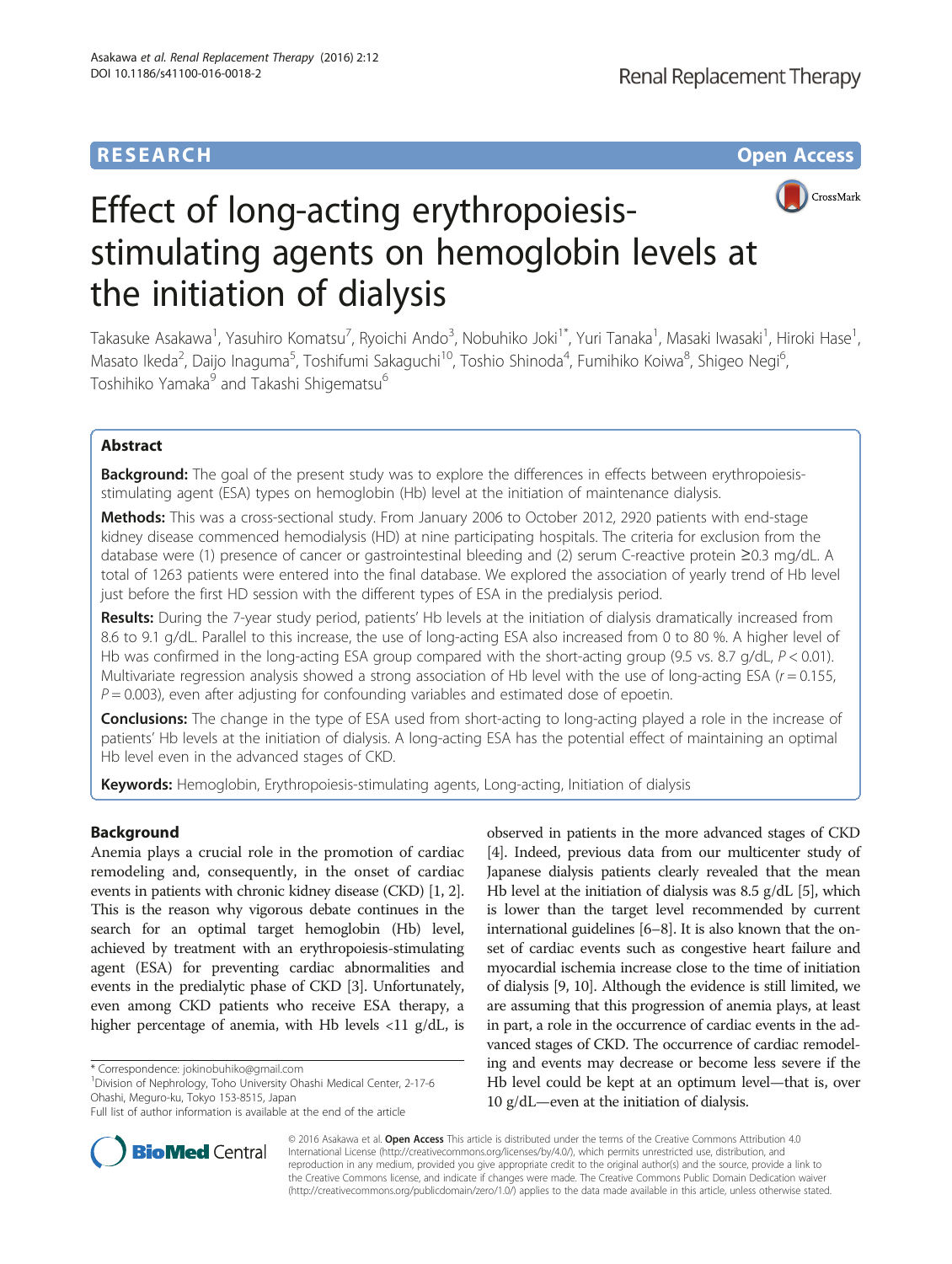RESEARCH Open Access

# Effect of long-acting erythropoiesis-stimulating agents on hemoglobin levels at the initiation of dialysis

Takasuke Asakawa[1], Yasuhiro Komatsu[7], Ryoichi Ando[3], Nobuhiko Joki[1*], Yuri Tanaka[1], Masaki Iwasaki[1], Hiroki Hase[1], Masato Ikeda[2], Daijo Inaguma[5], Toshifumi Sakaguchi[10], Toshio Shinoda[4], Fumihiko Koiwa[8], Shigeo Negi[6], Toshihiko Yamaka[9] and Takashi Shigematsu[6]

## Abstract

**Background:** The goal of the present study was to explore the differences in effects between erythropoiesis-stimulating agent (ESA) types on hemoglobin (Hb) level at the initiation of maintenance dialysis.

**Methods:** This was a cross-sectional study. From January 2006 to October 2012, 2920 patients with end-stage kidney disease commenced hemodialysis (HD) at nine participating hospitals. The criteria for exclusion from the database were (1) presence of cancer or gastrointestinal bleeding and (2) serum C-reactive protein ≥0.3 mg/dL. A total of 1263 patients were entered into the final database. We explored the association of yearly trend of Hb level just before the first HD session with the different types of ESA in the predialysis period.

**Results:** During the 7-year study period, patients' Hb levels at the initiation of dialysis dramatically increased from 8.6 to 9.1 g/dL. Parallel to this increase, the use of long-acting ESA also increased from 0 to 80 %. A higher level of Hb was confirmed in the long-acting ESA group compared with the short-acting group (9.5 vs. 8.7 g/dL, $P < 0.01$). Multivariate regression analysis showed a strong association of Hb level with the use of long-acting ESA ($r = 0.155$, $P = 0.003$), even after adjusting for confounding variables and estimated dose of epoetin.

**Conclusions:** The change in the type of ESA used from short-acting to long-acting played a role in the increase of patients' Hb levels at the initiation of dialysis. A long-acting ESA has the potential effect of maintaining an optimal Hb level even in the advanced stages of CKD.

**Keywords:** Hemoglobin, Erythropoiesis-stimulating agents, Long-acting, Initiation of dialysis

## Background

Anemia plays a crucial role in the promotion of cardiac remodeling and, consequently, in the onset of cardiac events in patients with chronic kidney disease (CKD) [1, 2]. This is the reason why vigorous debate continues in the search for an optimal target hemoglobin (Hb) level, achieved by treatment with an erythropoiesis-stimulating agent (ESA) for preventing cardiac abnormalities and events in the predialytic phase of CKD [3]. Unfortunately, even among CKD patients who receive ESA therapy, a higher percentage of anemia, with Hb levels <11 g/dL, is observed in patients in the more advanced stages of CKD [4]. Indeed, previous data from our multicenter study of Japanese dialysis patients clearly revealed that the mean Hb level at the initiation of dialysis was 8.5 g/dL [5], which is lower than the target level recommended by current international guidelines [6–8]. It is also known that the onset of cardiac events such as congestive heart failure and myocardial ischemia increase close to the time of initiation of dialysis [9, 10]. Although the evidence is still limited, we are assuming that this progression of anemia plays, at least in part, a role in the occurrence of cardiac events in the advanced stages of CKD. The occurrence of cardiac remodeling and events may decrease or become less severe if the Hb level could be kept at an optimum level—that is, over 10 g/dL—even at the initiation of dialysis.

\* Correspondence: jokinobuhiko@gmail.com
[1]Division of Nephrology, Toho University Ohashi Medical Center, 2-17-6 Ohashi, Meguro-ku, Tokyo 153-8515, Japan
Full list of author information is available at the end of the article

© 2016 Asakawa et al. **Open Access** This article is distributed under the terms of the Creative Commons Attribution 4.0 International License (http://creativecommons.org/licenses/by/4.0/), which permits unrestricted use, distribution, and reproduction in any medium, provided you give appropriate credit to the original author(s) and the source, provide a link to the Creative Commons license, and indicate if changes were made. The Creative Commons Public Domain Dedication waiver (http://creativecommons.org/publicdomain/zero/1.0/) applies to the data made available in this article, unless otherwise stated.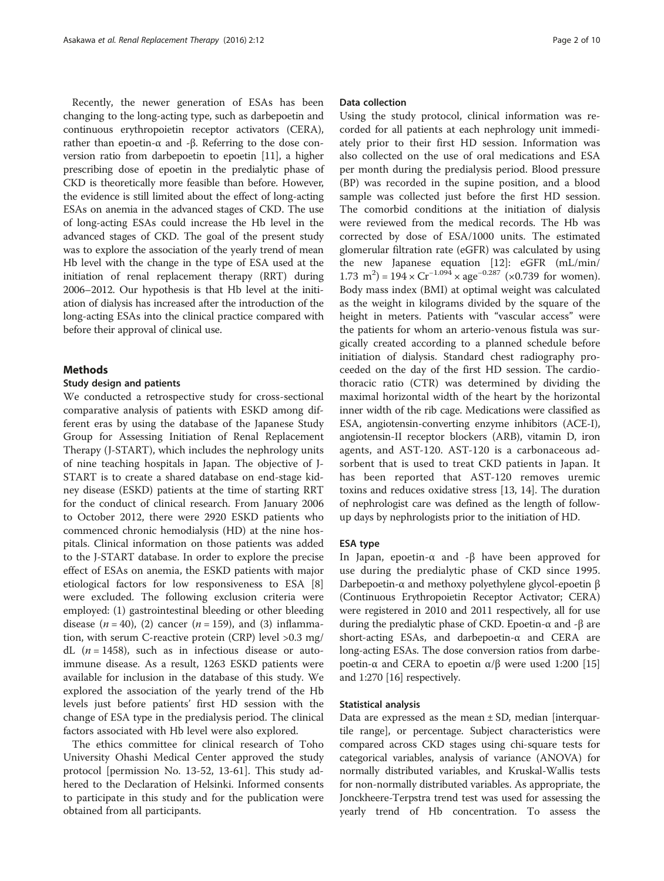Recently, the newer generation of ESAs has been changing to the long-acting type, such as darbepoetin and continuous erythropoietin receptor activators (CERA), rather than epoetin-α and -β. Referring to the dose conversion ratio from darbepoetin to epoetin [11], a higher prescribing dose of epoetin in the predialytic phase of CKD is theoretically more feasible than before. However, the evidence is still limited about the effect of long-acting ESAs on anemia in the advanced stages of CKD. The use of long-acting ESAs could increase the Hb level in the advanced stages of CKD. The goal of the present study was to explore the association of the yearly trend of mean Hb level with the change in the type of ESA used at the initiation of renal replacement therapy (RRT) during 2006–2012. Our hypothesis is that Hb level at the initiation of dialysis has increased after the introduction of the long-acting ESAs into the clinical practice compared with before their approval of clinical use.

## Methods

### Study design and patients

We conducted a retrospective study for cross-sectional comparative analysis of patients with ESKD among different eras by using the database of the Japanese Study Group for Assessing Initiation of Renal Replacement Therapy (J-START), which includes the nephrology units of nine teaching hospitals in Japan. The objective of J-START is to create a shared database on end-stage kidney disease (ESKD) patients at the time of starting RRT for the conduct of clinical research. From January 2006 to October 2012, there were 2920 ESKD patients who commenced chronic hemodialysis (HD) at the nine hospitals. Clinical information on those patients was added to the J-START database. In order to explore the precise effect of ESAs on anemia, the ESKD patients with major etiological factors for low responsiveness to ESA [8] were excluded. The following exclusion criteria were employed: (1) gastrointestinal bleeding or other bleeding disease ($n = 40$), (2) cancer ($n = 159$), and (3) inflammation, with serum C-reactive protein (CRP) level >0.3 mg/dL ($n = 1458$), such as in infectious disease or autoimmune disease. As a result, 1263 ESKD patients were available for inclusion in the database of this study. We explored the association of the yearly trend of the Hb levels just before patients' first HD session with the change of ESA type in the predialysis period. The clinical factors associated with Hb level were also explored.

The ethics committee for clinical research of Toho University Ohashi Medical Center approved the study protocol [permission No. 13-52, 13-61]. This study adhered to the Declaration of Helsinki. Informed consents to participate in this study and for the publication were obtained from all participants.

### Data collection

Using the study protocol, clinical information was recorded for all patients at each nephrology unit immediately prior to their first HD session. Information was also collected on the use of oral medications and ESA per month during the predialysis period. Blood pressure (BP) was recorded in the supine position, and a blood sample was collected just before the first HD session. The comorbid conditions at the initiation of dialysis were reviewed from the medical records. The Hb was corrected by dose of ESA/1000 units. The estimated glomerular filtration rate (eGFR) was calculated by using the new Japanese equation [12]: eGFR (mL/min/1.73 $m^2$) = $194 \times Cr^{-1.094} \times age^{-0.287}$ (×0.739 for women). Body mass index (BMI) at optimal weight was calculated as the weight in kilograms divided by the square of the height in meters. Patients with "vascular access" were the patients for whom an arterio-venous fistula was surgically created according to a planned schedule before initiation of dialysis. Standard chest radiography proceeded on the day of the first HD session. The cardiothoracic ratio (CTR) was determined by dividing the maximal horizontal width of the heart by the horizontal inner width of the rib cage. Medications were classified as ESA, angiotensin-converting enzyme inhibitors (ACE-I), angiotensin-II receptor blockers (ARB), vitamin D, iron agents, and AST-120. AST-120 is a carbonaceous adsorbent that is used to treat CKD patients in Japan. It has been reported that AST-120 removes uremic toxins and reduces oxidative stress [13, 14]. The duration of nephrologist care was defined as the length of follow-up days by nephrologists prior to the initiation of HD.

### ESA type

In Japan, epoetin-α and -β have been approved for use during the predialytic phase of CKD since 1995. Darbepoetin-α and methoxy polyethylene glycol-epoetin β (Continuous Erythropoietin Receptor Activator; CERA) were registered in 2010 and 2011 respectively, all for use during the predialytic phase of CKD. Epoetin-α and -β are short-acting ESAs, and darbepoetin-α and CERA are long-acting ESAs. The dose conversion ratios from darbepoetin-α and CERA to epoetin α/β were used 1:200 [15] and 1:270 [16] respectively.

### Statistical analysis

Data are expressed as the mean ± SD, median [interquartile range], or percentage. Subject characteristics were compared across CKD stages using chi-square tests for categorical variables, analysis of variance (ANOVA) for normally distributed variables, and Kruskal-Wallis tests for non-normally distributed variables. As appropriate, the Jonckheere-Terpstra trend test was used for assessing the yearly trend of Hb concentration. To assess the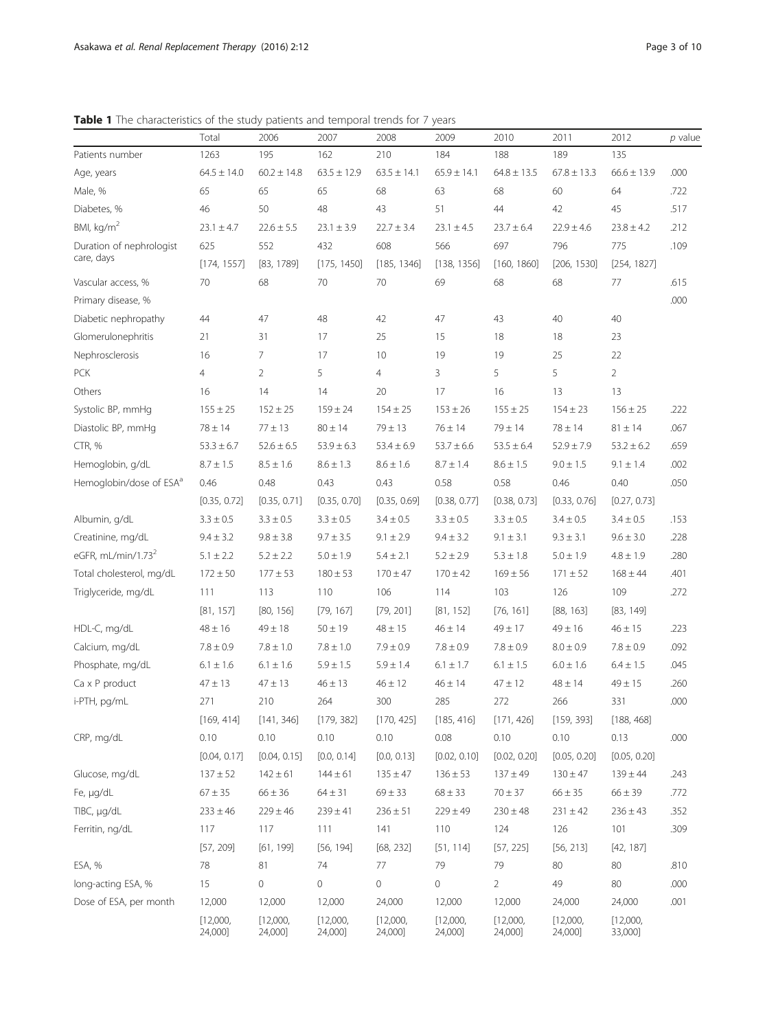**Table 1** The characteristics of the study patients and temporal trends for 7 years

| | Total | 2006 | 2007 | 2008 | 2009 | 2010 | 2011 | 2012 | *p* value |
|---|---|---|---|---|---|---|---|---|---|
| Patients number | 1263 | 195 | 162 | 210 | 184 | 188 | 189 | 135 | |
| Age, years | 64.5 ± 14.0 | 60.2 ± 14.8 | 63.5 ± 12.9 | 63.5 ± 14.1 | 65.9 ± 14.1 | 64.8 ± 13.5 | 67.8 ± 13.3 | 66.6 ± 13.9 | .000 |
| Male, % | 65 | 65 | 65 | 68 | 63 | 68 | 60 | 64 | .722 |
| Diabetes, % | 46 | 50 | 48 | 43 | 51 | 44 | 42 | 45 | .517 |
| BMI, kg/m$^2$ | 23.1 ± 4.7 | 22.6 ± 5.5 | 23.1 ± 3.9 | 22.7 ± 3.4 | 23.1 ± 4.5 | 23.7 ± 6.4 | 22.9 ± 4.6 | 23.8 ± 4.2 | .212 |
| Duration of nephrologist care, days | 625 | 552 | 432 | 608 | 566 | 697 | 796 | 775 | .109 |
| | [174, 1557] | [83, 1789] | [175, 1450] | [185, 1346] | [138, 1356] | [160, 1860] | [206, 1530] | [254, 1827] | |
| Vascular access, % | 70 | 68 | 70 | 70 | 69 | 68 | 68 | 77 | .615 |
| Primary disease, % | | | | | | | | | .000 |
| Diabetic nephropathy | 44 | 47 | 48 | 42 | 47 | 43 | 40 | 40 | |
| Glomerulonephritis | 21 | 31 | 17 | 25 | 15 | 18 | 18 | 23 | |
| Nephrosclerosis | 16 | 7 | 17 | 10 | 19 | 19 | 25 | 22 | |
| PCK | 4 | 2 | 5 | 4 | 3 | 5 | 5 | 2 | |
| Others | 16 | 14 | 14 | 20 | 17 | 16 | 13 | 13 | |
| Systolic BP, mmHg | 155 ± 25 | 152 ± 25 | 159 ± 24 | 154 ± 25 | 153 ± 26 | 155 ± 25 | 154 ± 23 | 156 ± 25 | .222 |
| Diastolic BP, mmHg | 78 ± 14 | 77 ± 13 | 80 ± 14 | 79 ± 13 | 76 ± 14 | 79 ± 14 | 78 ± 14 | 81 ± 14 | .067 |
| CTR, % | 53.3 ± 6.7 | 52.6 ± 6.5 | 53.9 ± 6.3 | 53.4 ± 6.9 | 53.7 ± 6.6 | 53.5 ± 6.4 | 52.9 ± 7.9 | 53.2 ± 6.2 | .659 |
| Hemoglobin, g/dL | 8.7 ± 1.5 | 8.5 ± 1.6 | 8.6 ± 1.3 | 8.6 ± 1.6 | 8.7 ± 1.4 | 8.6 ± 1.5 | 9.0 ± 1.5 | 9.1 ± 1.4 | .002 |
| Hemoglobin/dose of ESA[a] | 0.46 | 0.48 | 0.43 | 0.43 | 0.58 | 0.58 | 0.46 | 0.40 | .050 |
| | [0.35, 0.72] | [0.35, 0.71] | [0.35, 0.70] | [0.35, 0.69] | [0.38, 0.77] | [0.38, 0.73] | [0.33, 0.76] | [0.27, 0.73] | |
| Albumin, g/dL | 3.3 ± 0.5 | 3.3 ± 0.5 | 3.3 ± 0.5 | 3.4 ± 0.5 | 3.3 ± 0.5 | 3.3 ± 0.5 | 3.4 ± 0.5 | 3.4 ± 0.5 | .153 |
| Creatinine, mg/dL | 9.4 ± 3.2 | 9.8 ± 3.8 | 9.7 ± 3.5 | 9.1 ± 2.9 | 9.4 ± 3.2 | 9.1 ± 3.1 | 9.3 ± 3.1 | 9.6 ± 3.0 | .228 |
| eGFR, mL/min/1.73$^2$ | 5.1 ± 2.2 | 5.2 ± 2.2 | 5.0 ± 1.9 | 5.4 ± 2.1 | 5.2 ± 2.9 | 5.3 ± 1.8 | 5.0 ± 1.9 | 4.8 ± 1.9 | .280 |
| Total cholesterol, mg/dL | 172 ± 50 | 177 ± 53 | 180 ± 53 | 170 ± 47 | 170 ± 42 | 169 ± 56 | 171 ± 52 | 168 ± 44 | .401 |
| Triglyceride, mg/dL | 111 | 113 | 110 | 106 | 114 | 103 | 126 | 109 | .272 |
| | [81, 157] | [80, 156] | [79, 167] | [79, 201] | [81, 152] | [76, 161] | [88, 163] | [83, 149] | |
| HDL-C, mg/dL | 48 ± 16 | 49 ± 18 | 50 ± 19 | 48 ± 15 | 46 ± 14 | 49 ± 17 | 49 ± 16 | 46 ± 15 | .223 |
| Calcium, mg/dL | 7.8 ± 0.9 | 7.8 ± 1.0 | 7.8 ± 1.0 | 7.9 ± 0.9 | 7.8 ± 0.9 | 7.8 ± 0.9 | 8.0 ± 0.9 | 7.8 ± 0.9 | .092 |
| Phosphate, mg/dL | 6.1 ± 1.6 | 6.1 ± 1.6 | 5.9 ± 1.5 | 5.9 ± 1.4 | 6.1 ± 1.7 | 6.1 ± 1.5 | 6.0 ± 1.6 | 6.4 ± 1.5 | .045 |
| Ca x P product | 47 ± 13 | 47 ± 13 | 46 ± 13 | 46 ± 12 | 46 ± 14 | 47 ± 12 | 48 ± 14 | 49 ± 15 | .260 |
| i-PTH, pg/mL | 271 | 210 | 264 | 300 | 285 | 272 | 266 | 331 | .000 |
| | [169, 414] | [141, 346] | [179, 382] | [170, 425] | [185, 416] | [171, 426] | [159, 393] | [188, 468] | |
| CRP, mg/dL | 0.10 | 0.10 | 0.10 | 0.10 | 0.08 | 0.10 | 0.10 | 0.13 | .000 |
| | [0.04, 0.17] | [0.04, 0.15] | [0.0, 0.14] | [0.0, 0.13] | [0.02, 0.10] | [0.02, 0.20] | [0.05, 0.20] | [0.05, 0.20] | |
| Glucose, mg/dL | 137 ± 52 | 142 ± 61 | 144 ± 61 | 135 ± 47 | 136 ± 53 | 137 ± 49 | 130 ± 47 | 139 ± 44 | .243 |
| Fe, μg/dL | 67 ± 35 | 66 ± 36 | 64 ± 31 | 69 ± 33 | 68 ± 33 | 70 ± 37 | 66 ± 35 | 66 ± 39 | .772 |
| TIBC, μg/dL | 233 ± 46 | 229 ± 46 | 239 ± 41 | 236 ± 51 | 229 ± 49 | 230 ± 48 | 231 ± 42 | 236 ± 43 | .352 |
| Ferritin, ng/dL | 117 | 117 | 111 | 141 | 110 | 124 | 126 | 101 | .309 |
| | [57, 209] | [61, 199] | [56, 194] | [68, 232] | [51, 114] | [57, 225] | [56, 213] | [42, 187] | |
| ESA, % | 78 | 81 | 74 | 77 | 79 | 79 | 80 | 80 | .810 |
| long-acting ESA, % | 15 | 0 | 0 | 0 | 0 | 2 | 49 | 80 | .000 |
| Dose of ESA, per month | 12,000 | 12,000 | 12,000 | 24,000 | 12,000 | 12,000 | 24,000 | 24,000 | .001 |
| | [12,000, 24,000] | [12,000, 24,000] | [12,000, 24,000] | [12,000, 24,000] | [12,000, 24,000] | [12,000, 24,000] | [12,000, 24,000] | [12,000, 33,000] | |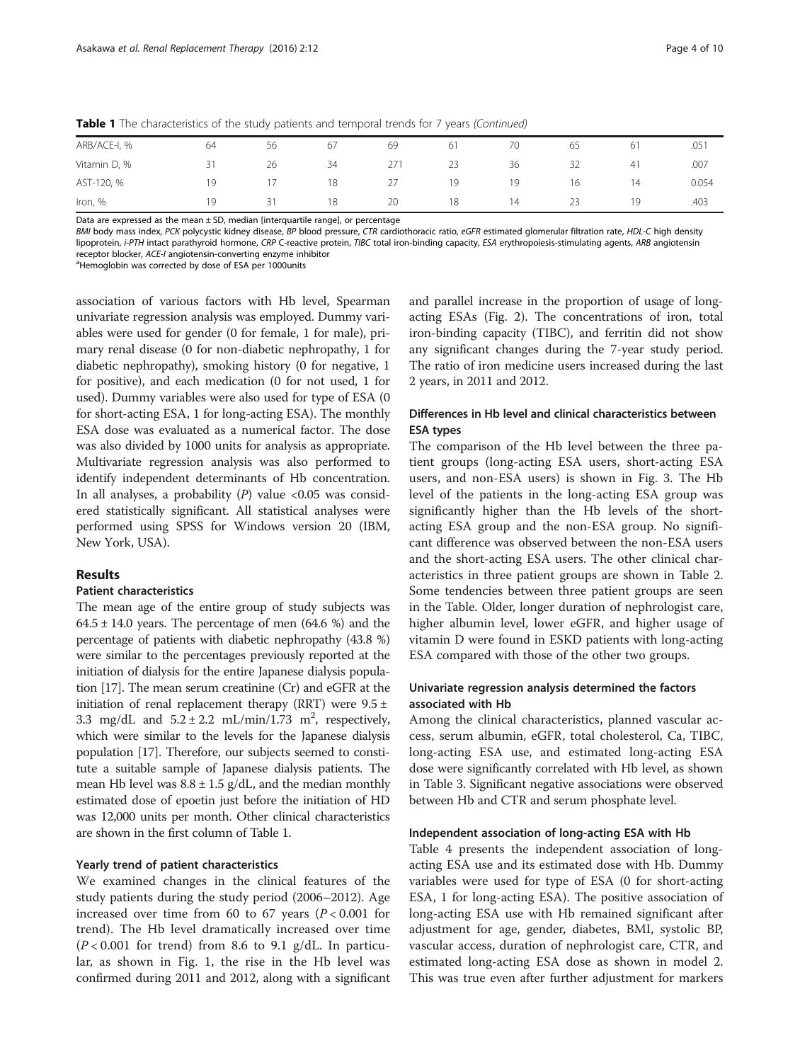**Table 1** The characteristics of the study patients and temporal trends for 7 years *(Continued)*

| | | | | | | | | | |
|---|---|---|---|---|---|---|---|---|---|
| ARB/ACE-I, % | 64 | 56 | 67 | 69 | 61 | 70 | 65 | 61 | .051 |
| Vitamin D, % | 31 | 26 | 34 | 271 | 23 | 36 | 32 | 41 | .007 |
| AST-120, % | 19 | 17 | 18 | 27 | 19 | 19 | 16 | 14 | 0.054 |
| Iron, % | 19 | 31 | 18 | 20 | 18 | 14 | 23 | 19 | .403 |

Data are expressed as the mean ± SD, median [interquartile range], or percentage

*BMI* body mass index, *PCK* polycystic kidney disease, *BP* blood pressure, *CTR* cardiothoracic ratio, *eGFR* estimated glomerular filtration rate, *HDL-C* high density lipoprotein, *i-PTH* intact parathyroid hormone, *CRP* C-reactive protein, *TIBC* total iron-binding capacity, *ESA* erythropoiesis-stimulating agents, *ARB* angiotensin receptor blocker, *ACE-I* angiotensin-converting enzyme inhibitor

[a]Hemoglobin was corrected by dose of ESA per 1000units

association of various factors with Hb level, Spearman univariate regression analysis was employed. Dummy variables were used for gender (0 for female, 1 for male), primary renal disease (0 for non-diabetic nephropathy, 1 for diabetic nephropathy), smoking history (0 for negative, 1 for positive), and each medication (0 for not used, 1 for used). Dummy variables were also used for type of ESA (0 for short-acting ESA, 1 for long-acting ESA). The monthly ESA dose was evaluated as a numerical factor. The dose was also divided by 1000 units for analysis as appropriate. Multivariate regression analysis was also performed to identify independent determinants of Hb concentration. In all analyses, a probability ($P$) value <0.05 was considered statistically significant. All statistical analyses were performed using SPSS for Windows version 20 (IBM, New York, USA).

## Results

### Patient characteristics

The mean age of the entire group of study subjects was 64.5 ± 14.0 years. The percentage of men (64.6 %) and the percentage of patients with diabetic nephropathy (43.8 %) were similar to the percentages previously reported at the initiation of dialysis for the entire Japanese dialysis population [17]. The mean serum creatinine (Cr) and eGFR at the initiation of renal replacement therapy (RRT) were 9.5 ± 3.3 mg/dL and 5.2 ± 2.2 mL/min/1.73 $m^2$, respectively, which were similar to the levels for the Japanese dialysis population [17]. Therefore, our subjects seemed to constitute a suitable sample of Japanese dialysis patients. The mean Hb level was 8.8 ± 1.5 g/dL, and the median monthly estimated dose of epoetin just before the initiation of HD was 12,000 units per month. Other clinical characteristics are shown in the first column of Table 1.

### Yearly trend of patient characteristics

We examined changes in the clinical features of the study patients during the study period (2006–2012). Age increased over time from 60 to 67 years ($P < 0.001$ for trend). The Hb level dramatically increased over time ($P < 0.001$ for trend) from 8.6 to 9.1 g/dL. In particular, as shown in Fig. 1, the rise in the Hb level was confirmed during 2011 and 2012, along with a significant and parallel increase in the proportion of usage of long-acting ESAs (Fig. 2). The concentrations of iron, total iron-binding capacity (TIBC), and ferritin did not show any significant changes during the 7-year study period. The ratio of iron medicine users increased during the last 2 years, in 2011 and 2012.

### Differences in Hb level and clinical characteristics between ESA types

The comparison of the Hb level between the three patient groups (long-acting ESA users, short-acting ESA users, and non-ESA users) is shown in Fig. 3. The Hb level of the patients in the long-acting ESA group was significantly higher than the Hb levels of the short-acting ESA group and the non-ESA group. No significant difference was observed between the non-ESA users and the short-acting ESA users. The other clinical characteristics in three patient groups are shown in Table 2. Some tendencies between three patient groups are seen in the Table. Older, longer duration of nephrologist care, higher albumin level, lower eGFR, and higher usage of vitamin D were found in ESKD patients with long-acting ESA compared with those of the other two groups.

### Univariate regression analysis determined the factors associated with Hb

Among the clinical characteristics, planned vascular access, serum albumin, eGFR, total cholesterol, Ca, TIBC, long-acting ESA use, and estimated long-acting ESA dose were significantly correlated with Hb level, as shown in Table 3. Significant negative associations were observed between Hb and CTR and serum phosphate level.

### Independent association of long-acting ESA with Hb

Table 4 presents the independent association of long-acting ESA use and its estimated dose with Hb. Dummy variables were used for type of ESA (0 for short-acting ESA, 1 for long-acting ESA). The positive association of long-acting ESA use with Hb remained significant after adjustment for age, gender, diabetes, BMI, systolic BP, vascular access, duration of nephrologist care, CTR, and estimated long-acting ESA dose as shown in model 2. This was true even after further adjustment for markers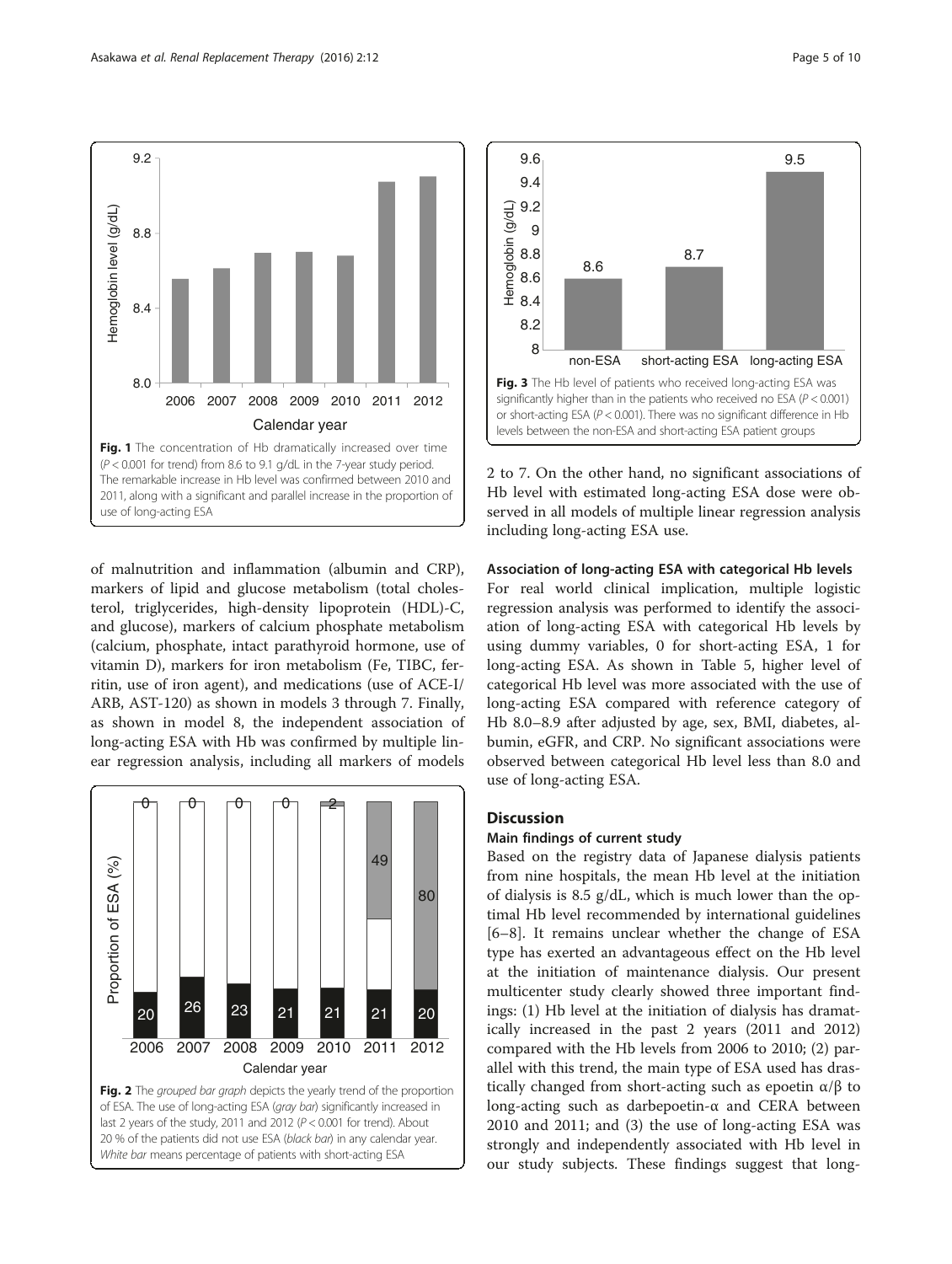Fig. 1 The concentration of Hb dramatically increased over time ($P < 0.001$ for trend) from 8.6 to 9.1 g/dL in the 7-year study period. The remarkable increase in Hb level was confirmed between 2010 and 2011, along with a significant and parallel increase in the proportion of use of long-acting ESA

of malnutrition and inflammation (albumin and CRP), markers of lipid and glucose metabolism (total cholesterol, triglycerides, high-density lipoprotein (HDL)-C, and glucose), markers of calcium phosphate metabolism (calcium, phosphate, intact parathyroid hormone, use of vitamin D), markers for iron metabolism (Fe, TIBC, ferritin, use of iron agent), and medications (use of ACE-I/ARB, AST-120) as shown in models 3 through 7. Finally, as shown in model 8, the independent association of long-acting ESA with Hb was confirmed by multiple linear regression analysis, including all markers of models 2 to 7. On the other hand, no significant associations of Hb level with estimated long-acting ESA dose were observed in all models of multiple linear regression analysis including long-acting ESA use.

Fig. 2 The *grouped bar graph* depicts the yearly trend of the proportion of ESA. The use of long-acting ESA (*gray bar*) significantly increased in last 2 years of the study, 2011 and 2012 ($P < 0.001$ for trend). About 20 % of the patients did not use ESA (*black bar*) in any calendar year. *White bar* means percentage of patients with short-acting ESA

Fig. 3 The Hb level of patients who received long-acting ESA was significantly higher than in the patients who received no ESA ($P < 0.001$) or short-acting ESA ($P < 0.001$). There was no significant difference in Hb levels between the non-ESA and short-acting ESA patient groups

### Association of long-acting ESA with categorical Hb levels

For real world clinical implication, multiple logistic regression analysis was performed to identify the association of long-acting ESA with categorical Hb levels by using dummy variables, 0 for short-acting ESA, 1 for long-acting ESA. As shown in Table 5, higher level of categorical Hb level was more associated with the use of long-acting ESA compared with reference category of Hb 8.0–8.9 after adjusted by age, sex, BMI, diabetes, albumin, eGFR, and CRP. No significant associations were observed between categorical Hb level less than 8.0 and use of long-acting ESA.

## Discussion

### Main findings of current study

Based on the registry data of Japanese dialysis patients from nine hospitals, the mean Hb level at the initiation of dialysis is 8.5 g/dL, which is much lower than the optimal Hb level recommended by international guidelines [6–8]. It remains unclear whether the change of ESA type has exerted an advantageous effect on the Hb level at the initiation of maintenance dialysis. Our present multicenter study clearly showed three important findings: (1) Hb level at the initiation of dialysis has dramatically increased in the past 2 years (2011 and 2012) compared with the Hb levels from 2006 to 2010; (2) parallel with this trend, the main type of ESA used has drastically changed from short-acting such as epoetin α/β to long-acting such as darbepoetin-α and CERA between 2010 and 2011; and (3) the use of long-acting ESA was strongly and independently associated with Hb level in our study subjects. These findings suggest that long-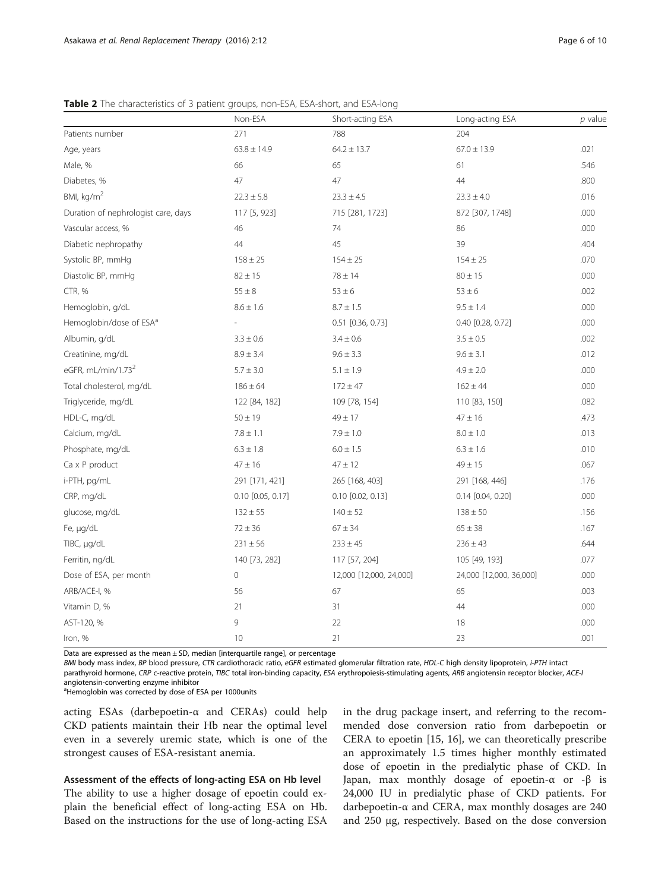**Table 2** The characteristics of 3 patient groups, non-ESA, ESA-short, and ESA-long

| | Non-ESA | Short-acting ESA | Long-acting ESA | *p* value |
|---|---|---|---|---|
| Patients number | 271 | 788 | 204 | |
| Age, years | 63.8 ± 14.9 | 64.2 ± 13.7 | 67.0 ± 13.9 | .021 |
| Male, % | 66 | 65 | 61 | .546 |
| Diabetes, % | 47 | 47 | 44 | .800 |
| BMI, kg/m$^2$ | 22.3 ± 5.8 | 23.3 ± 4.5 | 23.3 ± 4.0 | .016 |
| Duration of nephrologist care, days | 117 [5, 923] | 715 [281, 1723] | 872 [307, 1748] | .000 |
| Vascular access, % | 46 | 74 | 86 | .000 |
| Diabetic nephropathy | 44 | 45 | 39 | .404 |
| Systolic BP, mmHg | 158 ± 25 | 154 ± 25 | 154 ± 25 | .070 |
| Diastolic BP, mmHg | 82 ± 15 | 78 ± 14 | 80 ± 15 | .000 |
| CTR, % | 55 ± 8 | 53 ± 6 | 53 ± 6 | .002 |
| Hemoglobin, g/dL | 8.6 ± 1.6 | 8.7 ± 1.5 | 9.5 ± 1.4 | .000 |
| Hemoglobin/dose of ESA[a] | - | 0.51 [0.36, 0.73] | 0.40 [0.28, 0.72] | .000 |
| Albumin, g/dL | 3.3 ± 0.6 | 3.4 ± 0.6 | 3.5 ± 0.5 | .002 |
| Creatinine, mg/dL | 8.9 ± 3.4 | 9.6 ± 3.3 | 9.6 ± 3.1 | .012 |
| eGFR, mL/min/1.73$^2$ | 5.7 ± 3.0 | 5.1 ± 1.9 | 4.9 ± 2.0 | .000 |
| Total cholesterol, mg/dL | 186 ± 64 | 172 ± 47 | 162 ± 44 | .000 |
| Triglyceride, mg/dL | 122 [84, 182] | 109 [78, 154] | 110 [83, 150] | .082 |
| HDL-C, mg/dL | 50 ± 19 | 49 ± 17 | 47 ± 16 | .473 |
| Calcium, mg/dL | 7.8 ± 1.1 | 7.9 ± 1.0 | 8.0 ± 1.0 | .013 |
| Phosphate, mg/dL | 6.3 ± 1.8 | 6.0 ± 1.5 | 6.3 ± 1.6 | .010 |
| Ca x P product | 47 ± 16 | 47 ± 12 | 49 ± 15 | .067 |
| i-PTH, pg/mL | 291 [171, 421] | 265 [168, 403] | 291 [168, 446] | .176 |
| CRP, mg/dL | 0.10 [0.05, 0.17] | 0.10 [0.02, 0.13] | 0.14 [0.04, 0.20] | .000 |
| glucose, mg/dL | 132 ± 55 | 140 ± 52 | 138 ± 50 | .156 |
| Fe, μg/dL | 72 ± 36 | 67 ± 34 | 65 ± 38 | .167 |
| TIBC, μg/dL | 231 ± 56 | 233 ± 45 | 236 ± 43 | .644 |
| Ferritin, ng/dL | 140 [73, 282] | 117 [57, 204] | 105 [49, 193] | .077 |
| Dose of ESA, per month | 0 | 12,000 [12,000, 24,000] | 24,000 [12,000, 36,000] | .000 |
| ARB/ACE-I, % | 56 | 67 | 65 | .003 |
| Vitamin D, % | 21 | 31 | 44 | .000 |
| AST-120, % | 9 | 22 | 18 | .000 |
| Iron, % | 10 | 21 | 23 | .001 |

Data are expressed as the mean ± SD, median [interquartile range], or percentage

*BMI* body mass index, *BP* blood pressure, *CTR* cardiothoracic ratio, *eGFR* estimated glomerular filtration rate, *HDL-C* high density lipoprotein, *i-PTH* intact parathyroid hormone, *CRP* c-reactive protein, *TIBC* total iron-binding capacity, *ESA* erythropoiesis-stimulating agents, *ARB* angiotensin receptor blocker, *ACE-I* angiotensin-converting enzyme inhibitor

[a]Hemoglobin was corrected by dose of ESA per 1000units

acting ESAs (darbepoetin-α and CERAs) could help CKD patients maintain their Hb near the optimal level even in a severely uremic state, which is one of the strongest causes of ESA-resistant anemia.

#### Assessment of the effects of long-acting ESA on Hb level

The ability to use a higher dosage of epoetin could explain the beneficial effect of long-acting ESA on Hb. Based on the instructions for the use of long-acting ESA in the drug package insert, and referring to the recommended dose conversion ratio from darbepoetin or CERA to epoetin [15, 16], we can theoretically prescribe an approximately 1.5 times higher monthly estimated dose of epoetin in the predialytic phase of CKD. In Japan, max monthly dosage of epoetin-α or -β is 24,000 IU in predialytic phase of CKD patients. For darbepoetin-α and CERA, max monthly dosages are 240 and 250 μg, respectively. Based on the dose conversion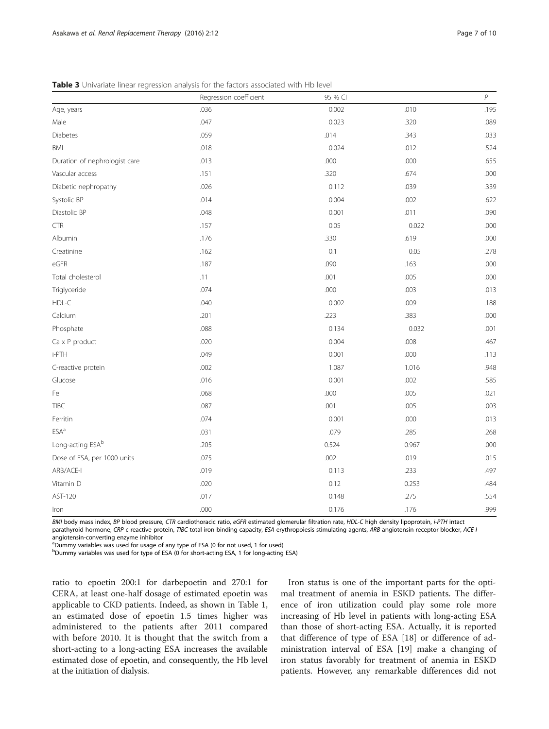**Table 3** Univariate linear regression analysis for the factors associated with Hb level

| | Regression coefficient | 95 % CI | | *P* |
|---|---|---|---|---|
| Age, years | .036 | 0.002 | .010 | .195 |
| Male | .047 | 0.023 | .320 | .089 |
| Diabetes | .059 | .014 | .343 | .033 |
| BMI | .018 | 0.024 | .012 | .524 |
| Duration of nephrologist care | .013 | .000 | .000 | .655 |
| Vascular access | .151 | .320 | .674 | .000 |
| Diabetic nephropathy | .026 | 0.112 | .039 | .339 |
| Systolic BP | .014 | 0.004 | .002 | .622 |
| Diastolic BP | .048 | 0.001 | .011 | .090 |
| CTR | .157 | 0.05 | 0.022 | .000 |
| Albumin | .176 | .330 | .619 | .000 |
| Creatinine | .162 | 0.1 | 0.05 | .278 |
| eGFR | .187 | .090 | .163 | .000 |
| Total cholesterol | .11 | .001 | .005 | .000 |
| Triglyceride | .074 | .000 | .003 | .013 |
| HDL-C | .040 | 0.002 | .009 | .188 |
| Calcium | .201 | .223 | .383 | .000 |
| Phosphate | .088 | 0.134 | 0.032 | .001 |
| Ca x P product | .020 | 0.004 | .008 | .467 |
| i-PTH | .049 | 0.001 | .000 | .113 |
| C-reactive protein | .002 | 1.087 | 1.016 | .948 |
| Glucose | .016 | 0.001 | .002 | .585 |
| Fe | .068 | .000 | .005 | .021 |
| TIBC | .087 | .001 | .005 | .003 |
| Ferritin | .074 | 0.001 | .000 | .013 |
| ESA[a] | .031 | .079 | .285 | .268 |
| Long-acting ESA[b] | .205 | 0.524 | 0.967 | .000 |
| Dose of ESA, per 1000 units | .075 | .002 | .019 | .015 |
| ARB/ACE-I | .019 | 0.113 | .233 | .497 |
| Vitamin D | .020 | 0.12 | 0.253 | .484 |
| AST-120 | .017 | 0.148 | .275 | .554 |
| Iron | .000 | 0.176 | .176 | .999 |

*BMI* body mass index, *BP* blood pressure, *CTR* cardiothoracic ratio, *eGFR* estimated glomerular filtration rate, *HDL-C* high density lipoprotein, *i-PTH* intact parathyroid hormone, *CRP* c-reactive protein, *TIBC* total iron-binding capacity, *ESA* erythropoiesis-stimulating agents, *ARB* angiotensin receptor blocker, *ACE-I* angiotensin-converting enzyme inhibitor

[a]Dummy variables was used for usage of any type of ESA (0 for not used, 1 for used)

[b]Dummy variables was used for type of ESA (0 for short-acting ESA, 1 for long-acting ESA)

ratio to epoetin 200:1 for darbepoetin and 270:1 for CERA, at least one-half dosage of estimated epoetin was applicable to CKD patients. Indeed, as shown in Table 1, an estimated dose of epoetin 1.5 times higher was administered to the patients after 2011 compared with before 2010. It is thought that the switch from a short-acting to a long-acting ESA increases the available estimated dose of epoetin, and consequently, the Hb level at the initiation of dialysis.

Iron status is one of the important parts for the optimal treatment of anemia in ESKD patients. The difference of iron utilization could play some role more increasing of Hb level in patients with long-acting ESA than those of short-acting ESA. Actually, it is reported that difference of type of ESA [18] or difference of administration interval of ESA [19] make a changing of iron status favorably for treatment of anemia in ESKD patients. However, any remarkable differences did not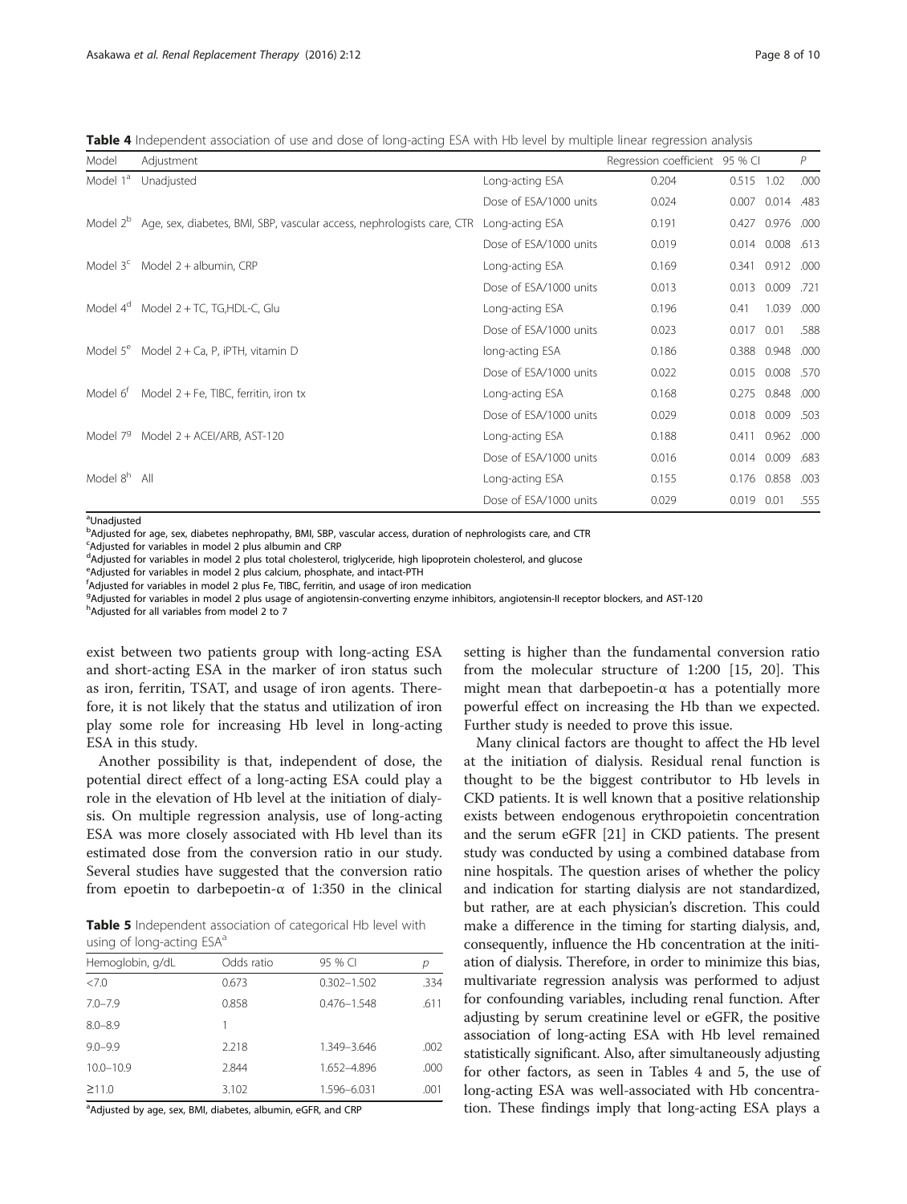**Table 4** Independent association of use and dose of long-acting ESA with Hb level by multiple linear regression analysis

| Model | Adjustment | | Regression coefficient | 95 % CI | | *P* |
|---|---|---|---|---|---|---|
| Model 1[a] | Unadjusted | Long-acting ESA | 0.204 | 0.515 | 1.02 | .000 |
| | | Dose of ESA/1000 units | 0.024 | 0.007 | 0.014 | .483 |
| Model 2[b] | Age, sex, diabetes, BMI, SBP, vascular access, nephrologists care, CTR | Long-acting ESA | 0.191 | 0.427 | 0.976 | .000 |
| | | Dose of ESA/1000 units | 0.019 | 0.014 | 0.008 | .613 |
| Model 3[c] | Model 2 + albumin, CRP | Long-acting ESA | 0.169 | 0.341 | 0.912 | .000 |
| | | Dose of ESA/1000 units | 0.013 | 0.013 | 0.009 | .721 |
| Model 4[d] | Model 2 + TC, TG,HDL-C, Glu | Long-acting ESA | 0.196 | 0.41 | 1.039 | .000 |
| | | Dose of ESA/1000 units | 0.023 | 0.017 | 0.01 | .588 |
| Model 5[e] | Model 2 + Ca, P, iPTH, vitamin D | long-acting ESA | 0.186 | 0.388 | 0.948 | .000 |
| | | Dose of ESA/1000 units | 0.022 | 0.015 | 0.008 | .570 |
| Model 6[f] | Model 2 + Fe, TIBC, ferritin, iron tx | Long-acting ESA | 0.168 | 0.275 | 0.848 | .000 |
| | | Dose of ESA/1000 units | 0.029 | 0.018 | 0.009 | .503 |
| Model 7[g] | Model 2 + ACEI/ARB, AST-120 | Long-acting ESA | 0.188 | 0.411 | 0.962 | .000 |
| | | Dose of ESA/1000 units | 0.016 | 0.014 | 0.009 | .683 |
| Model 8[h] | All | Long-acting ESA | 0.155 | 0.176 | 0.858 | .003 |
| | | Dose of ESA/1000 units | 0.029 | 0.019 | 0.01 | .555 |

[a]Unadjusted
[b]Adjusted for age, sex, diabetes nephropathy, BMI, SBP, vascular access, duration of nephrologists care, and CTR
[c]Adjusted for variables in model 2 plus albumin and CRP
[d]Adjusted for variables in model 2 plus total cholesterol, triglyceride, high lipoprotein cholesterol, and glucose
[e]Adjusted for variables in model 2 plus calcium, phosphate, and intact-PTH
[f]Adjusted for variables in model 2 plus Fe, TIBC, ferritin, and usage of iron medication
[g]Adjusted for variables in model 2 plus usage of angiotensin-converting enzyme inhibitors, angiotensin-II receptor blockers, and AST-120
[h]Adjusted for all variables from model 2 to 7

exist between two patients group with long-acting ESA and short-acting ESA in the marker of iron status such as iron, ferritin, TSAT, and usage of iron agents. Therefore, it is not likely that the status and utilization of iron play some role for increasing Hb level in long-acting ESA in this study.

Another possibility is that, independent of dose, the potential direct effect of a long-acting ESA could play a role in the elevation of Hb level at the initiation of dialysis. On multiple regression analysis, use of long-acting ESA was more closely associated with Hb level than its estimated dose from the conversion ratio in our study. Several studies have suggested that the conversion ratio from epoetin to darbepoetin-α of 1:350 in the clinical setting is higher than the fundamental conversion ratio from the molecular structure of 1:200 [15, 20]. This might mean that darbepoetin-α has a potentially more powerful effect on increasing the Hb than we expected. Further study is needed to prove this issue.

**Table 5** Independent association of categorical Hb level with using of long-acting ESA[a]

| Hemoglobin, g/dL | Odds ratio | 95 % CI | *p* |
|---|---|---|---|
| <7.0 | 0.673 | 0.302–1.502 | .334 |
| 7.0–7.9 | 0.858 | 0.476–1.548 | .611 |
| 8.0–8.9 | 1 | | |
| 9.0–9.9 | 2.218 | 1.349–3.646 | .002 |
| 10.0–10.9 | 2.844 | 1.652–4.896 | .000 |
| ≥11.0 | 3.102 | 1.596–6.031 | .001 |

[a]Adjusted by age, sex, BMI, diabetes, albumin, eGFR, and CRP

Many clinical factors are thought to affect the Hb level at the initiation of dialysis. Residual renal function is thought to be the biggest contributor to Hb levels in CKD patients. It is well known that a positive relationship exists between endogenous erythropoietin concentration and the serum eGFR [21] in CKD patients. The present study was conducted by using a combined database from nine hospitals. The question arises of whether the policy and indication for starting dialysis are not standardized, but rather, are at each physician's discretion. This could make a difference in the timing for starting dialysis, and, consequently, influence the Hb concentration at the initiation of dialysis. Therefore, in order to minimize this bias, multivariate regression analysis was performed to adjust for confounding variables, including renal function. After adjusting by serum creatinine level or eGFR, the positive association of long-acting ESA with Hb level remained statistically significant. Also, after simultaneously adjusting for other factors, as seen in Tables 4 and 5, the use of long-acting ESA was well-associated with Hb concentration. These findings imply that long-acting ESA plays a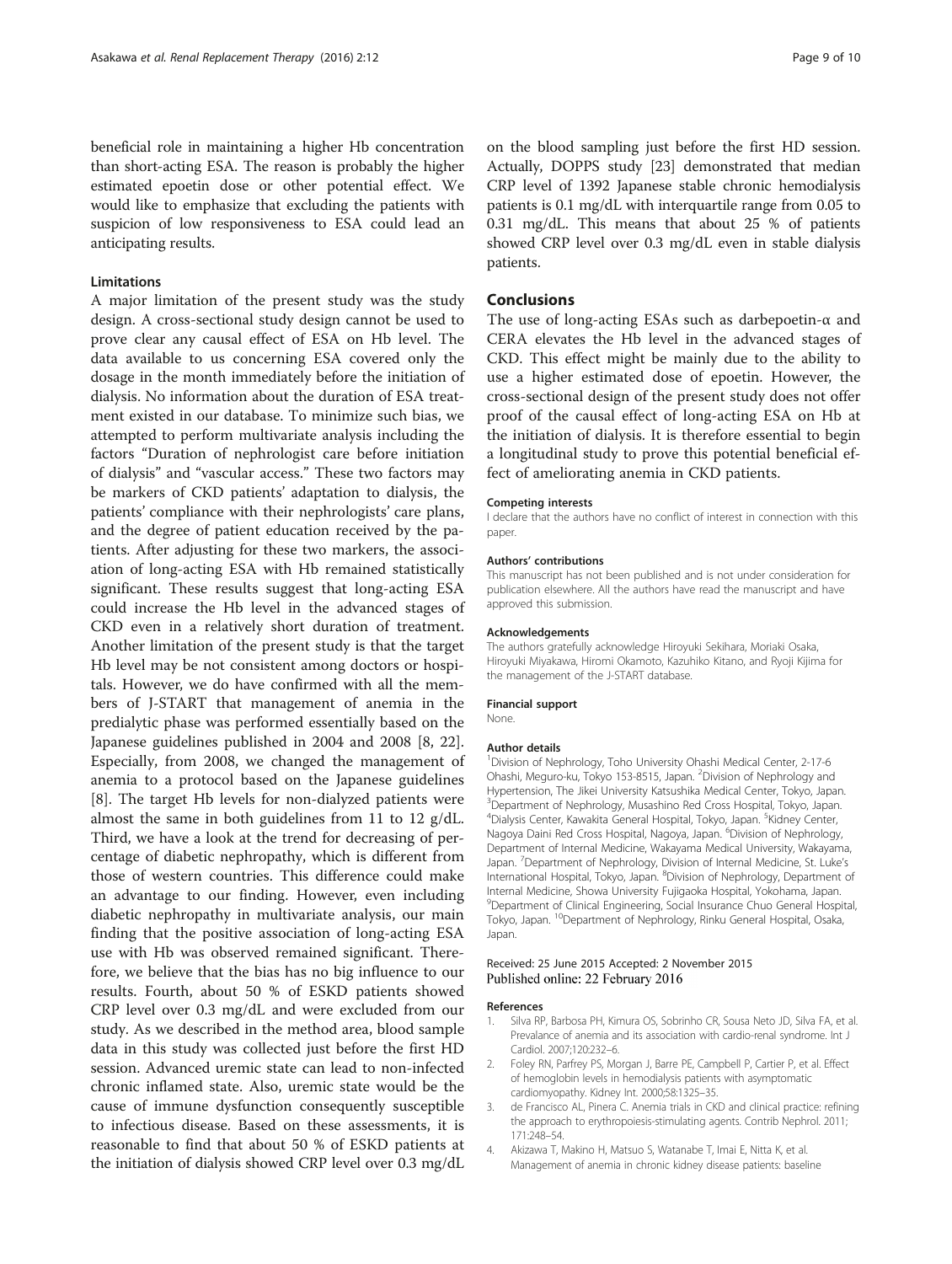beneficial role in maintaining a higher Hb concentration than short-acting ESA. The reason is probably the higher estimated epoetin dose or other potential effect. We would like to emphasize that excluding the patients with suspicion of low responsiveness to ESA could lead an anticipating results.

### Limitations

A major limitation of the present study was the study design. A cross-sectional study design cannot be used to prove clear any causal effect of ESA on Hb level. The data available to us concerning ESA covered only the dosage in the month immediately before the initiation of dialysis. No information about the duration of ESA treatment existed in our database. To minimize such bias, we attempted to perform multivariate analysis including the factors "Duration of nephrologist care before initiation of dialysis" and "vascular access." These two factors may be markers of CKD patients' adaptation to dialysis, the patients' compliance with their nephrologists' care plans, and the degree of patient education received by the patients. After adjusting for these two markers, the association of long-acting ESA with Hb remained statistically significant. These results suggest that long-acting ESA could increase the Hb level in the advanced stages of CKD even in a relatively short duration of treatment. Another limitation of the present study is that the target Hb level may be not consistent among doctors or hospitals. However, we do have confirmed with all the members of J-START that management of anemia in the predialytic phase was performed essentially based on the Japanese guidelines published in 2004 and 2008 [8, 22]. Especially, from 2008, we changed the management of anemia to a protocol based on the Japanese guidelines [8]. The target Hb levels for non-dialyzed patients were almost the same in both guidelines from 11 to 12 g/dL. Third, we have a look at the trend for decreasing of percentage of diabetic nephropathy, which is different from those of western countries. This difference could make an advantage to our finding. However, even including diabetic nephropathy in multivariate analysis, our main finding that the positive association of long-acting ESA use with Hb was observed remained significant. Therefore, we believe that the bias has no big influence to our results. Fourth, about 50 % of ESKD patients showed CRP level over 0.3 mg/dL and were excluded from our study. As we described in the method area, blood sample data in this study was collected just before the first HD session. Advanced uremic state can lead to non-infected chronic inflamed state. Also, uremic state would be the cause of immune dysfunction consequently susceptible to infectious disease. Based on these assessments, it is reasonable to find that about 50 % of ESKD patients at the initiation of dialysis showed CRP level over 0.3 mg/dL on the blood sampling just before the first HD session. Actually, DOPPS study [23] demonstrated that median CRP level of 1392 Japanese stable chronic hemodialysis patients is 0.1 mg/dL with interquartile range from 0.05 to 0.31 mg/dL. This means that about 25 % of patients showed CRP level over 0.3 mg/dL even in stable dialysis patients.

## Conclusions

The use of long-acting ESAs such as darbepoetin-α and CERA elevates the Hb level in the advanced stages of CKD. This effect might be mainly due to the ability to use a higher estimated dose of epoetin. However, the cross-sectional design of the present study does not offer proof of the causal effect of long-acting ESA on Hb at the initiation of dialysis. It is therefore essential to begin a longitudinal study to prove this potential beneficial effect of ameliorating anemia in CKD patients.

#### Competing interests

I declare that the authors have no conflict of interest in connection with this paper.

#### Authors' contributions

This manuscript has not been published and is not under consideration for publication elsewhere. All the authors have read the manuscript and have approved this submission.

#### Acknowledgements

The authors gratefully acknowledge Hiroyuki Sekihara, Moriaki Osaka, Hiroyuki Miyakawa, Hiromi Okamoto, Kazuhiko Kitano, and Ryoji Kijima for the management of the J-START database.

#### Financial support

None.

#### Author details

[1]Division of Nephrology, Toho University Ohashi Medical Center, 2-17-6 Ohashi, Meguro-ku, Tokyo 153-8515, Japan. [2]Division of Nephrology and Hypertension, The Jikei University Katsushika Medical Center, Tokyo, Japan. [3]Department of Nephrology, Musashino Red Cross Hospital, Tokyo, Japan. [4]Dialysis Center, Kawakita General Hospital, Tokyo, Japan. [5]Kidney Center, Nagoya Daini Red Cross Hospital, Nagoya, Japan. [6]Division of Nephrology, Department of Internal Medicine, Wakayama Medical University, Wakayama, Japan. [7]Department of Nephrology, Division of Internal Medicine, St. Luke's International Hospital, Tokyo, Japan. [8]Division of Nephrology, Department of Internal Medicine, Showa University Fujigaoka Hospital, Yokohama, Japan. [9]Department of Clinical Engineering, Social Insurance Chuo General Hospital, Tokyo, Japan. [10]Department of Nephrology, Rinku General Hospital, Osaka, Japan.

Received: 25 June 2015 Accepted: 2 November 2015
Published online: 22 February 2016

#### References

1. Silva RP, Barbosa PH, Kimura OS, Sobrinho CR, Sousa Neto JD, Silva FA, et al. Prevalance of anemia and its association with cardio-renal syndrome. Int J Cardiol. 2007;120:232–6.
2. Foley RN, Parfrey PS, Morgan J, Barre PE, Campbell P, Cartier P, et al. Effect of hemoglobin levels in hemodialysis patients with asymptomatic cardiomyopathy. Kidney Int. 2000;58:1325–35.
3. de Francisco AL, Pinera C. Anemia trials in CKD and clinical practice: refining the approach to erythropoiesis-stimulating agents. Contrib Nephrol. 2011; 171:248–54.
4. Akizawa T, Makino H, Matsuo S, Watanabe T, Imai E, Nitta K, et al. Management of anemia in chronic kidney disease patients: baseline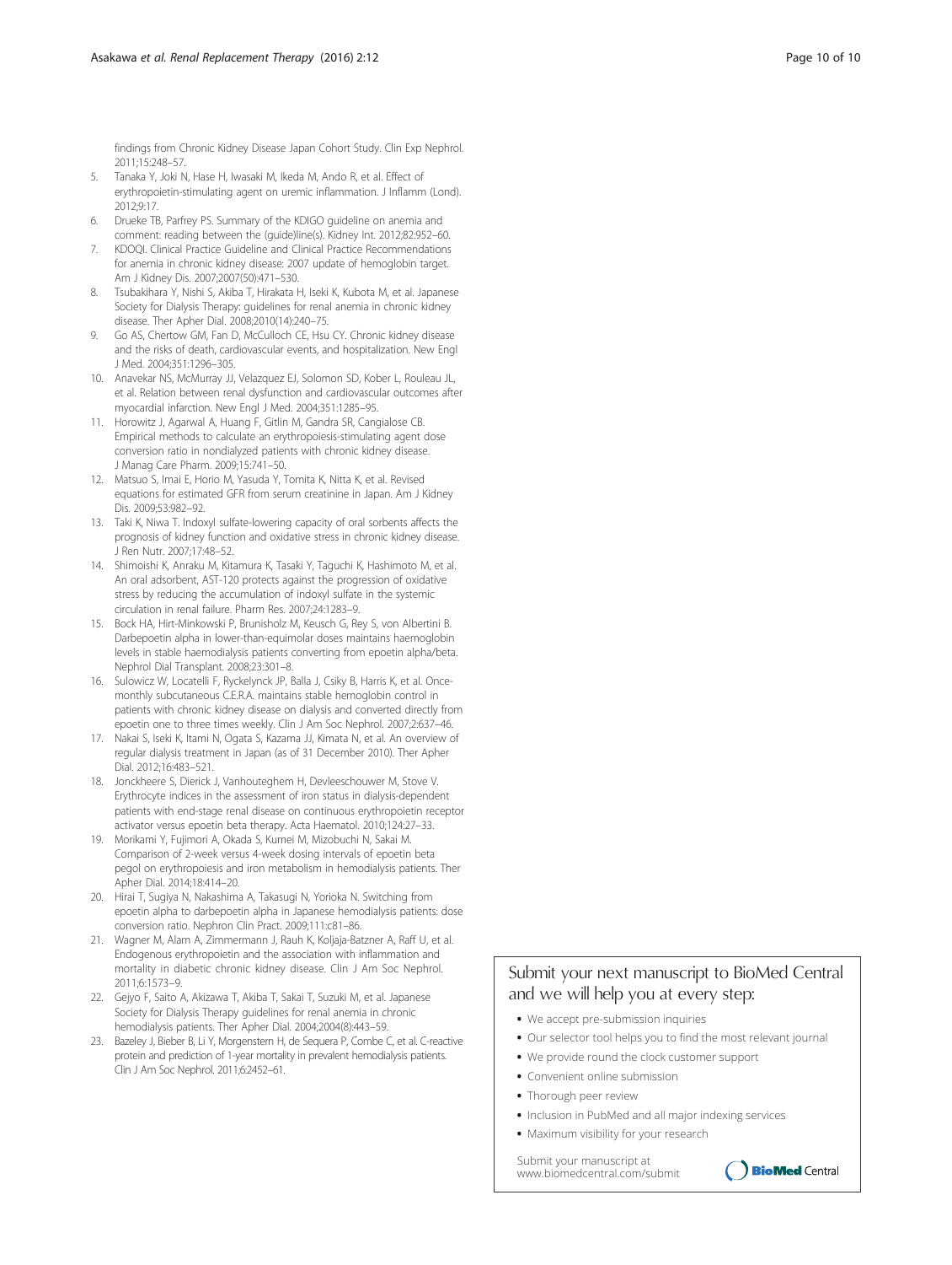findings from Chronic Kidney Disease Japan Cohort Study. Clin Exp Nephrol. 2011;15:248–57.

5. Tanaka Y, Joki N, Hase H, Iwasaki M, Ikeda M, Ando R, et al. Effect of erythropoietin-stimulating agent on uremic inflammation. J Inflamm (Lond). 2012;9:17.
6. Drueke TB, Parfrey PS. Summary of the KDIGO guideline on anemia and comment: reading between the (guide)line(s). Kidney Int. 2012;82:952–60.
7. KDOQI. Clinical Practice Guideline and Clinical Practice Recommendations for anemia in chronic kidney disease: 2007 update of hemoglobin target. Am J Kidney Dis. 2007;2007(50):471–530.
8. Tsubakihara Y, Nishi S, Akiba T, Hirakata H, Iseki K, Kubota M, et al. Japanese Society for Dialysis Therapy: guidelines for renal anemia in chronic kidney disease. Ther Apher Dial. 2008;2010(14):240–75.
9. Go AS, Chertow GM, Fan D, McCulloch CE, Hsu CY. Chronic kidney disease and the risks of death, cardiovascular events, and hospitalization. New Engl J Med. 2004;351:1296–305.
10. Anavekar NS, McMurray JJ, Velazquez EJ, Solomon SD, Kober L, Rouleau JL, et al. Relation between renal dysfunction and cardiovascular outcomes after myocardial infarction. New Engl J Med. 2004;351:1285–95.
11. Horowitz J, Agarwal A, Huang F, Gitlin M, Gandra SR, Cangialose CB. Empirical methods to calculate an erythropoiesis-stimulating agent dose conversion ratio in nondialyzed patients with chronic kidney disease. J Manag Care Pharm. 2009;15:741–50.
12. Matsuo S, Imai E, Horio M, Yasuda Y, Tomita K, Nitta K, et al. Revised equations for estimated GFR from serum creatinine in Japan. Am J Kidney Dis. 2009;53:982–92.
13. Taki K, Niwa T. Indoxyl sulfate-lowering capacity of oral sorbents affects the prognosis of kidney function and oxidative stress in chronic kidney disease. J Ren Nutr. 2007;17:48–52.
14. Shimoishi K, Anraku M, Kitamura K, Tasaki Y, Taguchi K, Hashimoto M, et al. An oral adsorbent, AST-120 protects against the progression of oxidative stress by reducing the accumulation of indoxyl sulfate in the systemic circulation in renal failure. Pharm Res. 2007;24:1283–9.
15. Bock HA, Hirt-Minkowski P, Brunisholz M, Keusch G, Rey S, von Albertini B. Darbepoetin alpha in lower-than-equimolar doses maintains haemoglobin levels in stable haemodialysis patients converting from epoetin alpha/beta. Nephrol Dial Transplant. 2008;23:301–8.
16. Sulowicz W, Locatelli F, Ryckelynck JP, Balla J, Csiky B, Harris K, et al. Once-monthly subcutaneous C.E.R.A. maintains stable hemoglobin control in patients with chronic kidney disease on dialysis and converted directly from epoetin one to three times weekly. Clin J Am Soc Nephrol. 2007;2:637–46.
17. Nakai S, Iseki K, Itami N, Ogata S, Kazama JJ, Kimata N, et al. An overview of regular dialysis treatment in Japan (as of 31 December 2010). Ther Apher Dial. 2012;16:483–521.
18. Jonckheere S, Dierick J, Vanhouteghem H, Devleeschouwer M, Stove V. Erythrocyte indices in the assessment of iron status in dialysis-dependent patients with end-stage renal disease on continuous erythropoietin receptor activator versus epoetin beta therapy. Acta Haematol. 2010;124:27–33.
19. Morikami Y, Fujimori A, Okada S, Kumei M, Mizobuchi N, Sakai M. Comparison of 2-week versus 4-week dosing intervals of epoetin beta pegol on erythropoiesis and iron metabolism in hemodialysis patients. Ther Apher Dial. 2014;18:414–20.
20. Hirai T, Sugiya N, Nakashima A, Takasugi N, Yorioka N. Switching from epoetin alpha to darbepoetin alpha in Japanese hemodialysis patients: dose conversion ratio. Nephron Clin Pract. 2009;111:c81–86.
21. Wagner M, Alam A, Zimmermann J, Rauh K, Koljaja-Batzner A, Raff U, et al. Endogenous erythropoietin and the association with inflammation and mortality in diabetic chronic kidney disease. Clin J Am Soc Nephrol. 2011;6:1573–9.
22. Gejyo F, Saito A, Akizawa T, Akiba T, Sakai T, Suzuki M, et al. Japanese Society for Dialysis Therapy guidelines for renal anemia in chronic hemodialysis patients. Ther Apher Dial. 2004;2004(8):443–59.
23. Bazeley J, Bieber B, Li Y, Morgenstern H, de Sequera P, Combe C, et al. C-reactive protein and prediction of 1-year mortality in prevalent hemodialysis patients. Clin J Am Soc Nephrol. 2011;6:2452–61.

Submit your next manuscript to BioMed Central and we will help you at every step:

- We accept pre-submission inquiries
- Our selector tool helps you to find the most relevant journal
- We provide round the clock customer support
- Convenient online submission
- Thorough peer review
- Inclusion in PubMed and all major indexing services
- Maximum visibility for your research

Submit your manuscript at www.biomedcentral.com/submit

BioMed Central